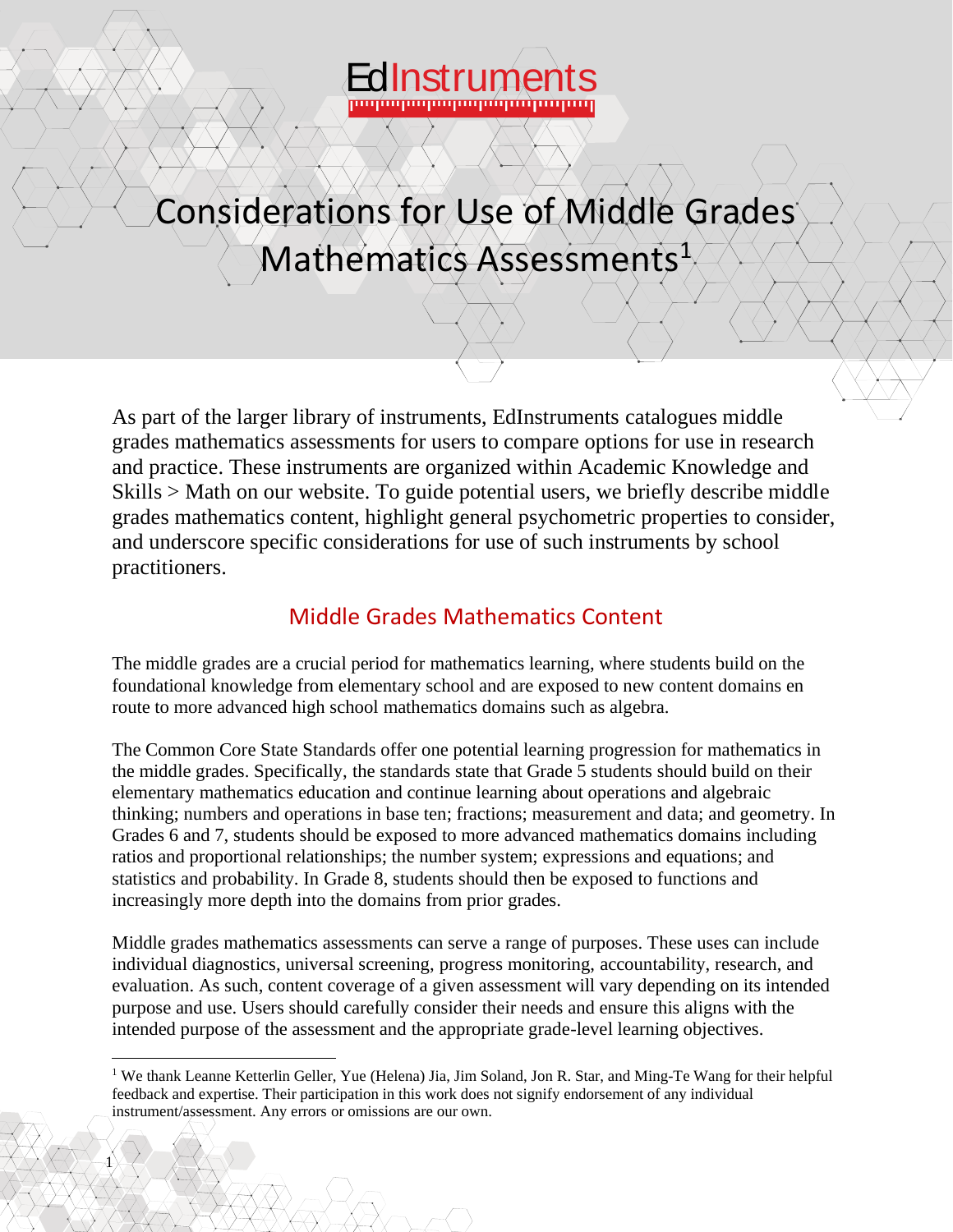EdInstruments

# Considerations for Use of Middle Grades Mathematics Assessments[1]

As part of the larger library of instruments, EdInstruments catalogues middle grades mathematics assessments for users to compare options for use in research and practice. These instruments are organized within Academic Knowledge and Skills > Math on our website. To guide potential users, we briefly describe middle grades mathematics content, highlight general psychometric properties to consider, and underscore specific considerations for use of such instruments by school practitioners.

## Middle Grades Mathematics Content

The middle grades are a crucial period for mathematics learning, where students build on the foundational knowledge from elementary school and are exposed to new content domains en route to more advanced high school mathematics domains such as algebra.

The Common Core State Standards offer one potential learning progression for mathematics in the middle grades. Specifically, the standards state that Grade 5 students should build on their elementary mathematics education and continue learning about operations and algebraic thinking; numbers and operations in base ten; fractions; measurement and data; and geometry. In Grades 6 and 7, students should be exposed to more advanced mathematics domains including ratios and proportional relationships; the number system; expressions and equations; and statistics and probability. In Grade 8, students should then be exposed to functions and increasingly more depth into the domains from prior grades.

Middle grades mathematics assessments can serve a range of purposes. These uses can include individual diagnostics, universal screening, progress monitoring, accountability, research, and evaluation. As such, content coverage of a given assessment will vary depending on its intended purpose and use. Users should carefully consider their needs and ensure this aligns with the intended purpose of the assessment and the appropriate grade-level learning objectives.

[1] We thank Leanne Ketterlin Geller, Yue (Helena) Jia, Jim Soland, Jon R. Star, and Ming-Te Wang for their helpful feedback and expertise. Their participation in this work does not signify endorsement of any individual instrument/assessment. Any errors or omissions are our own.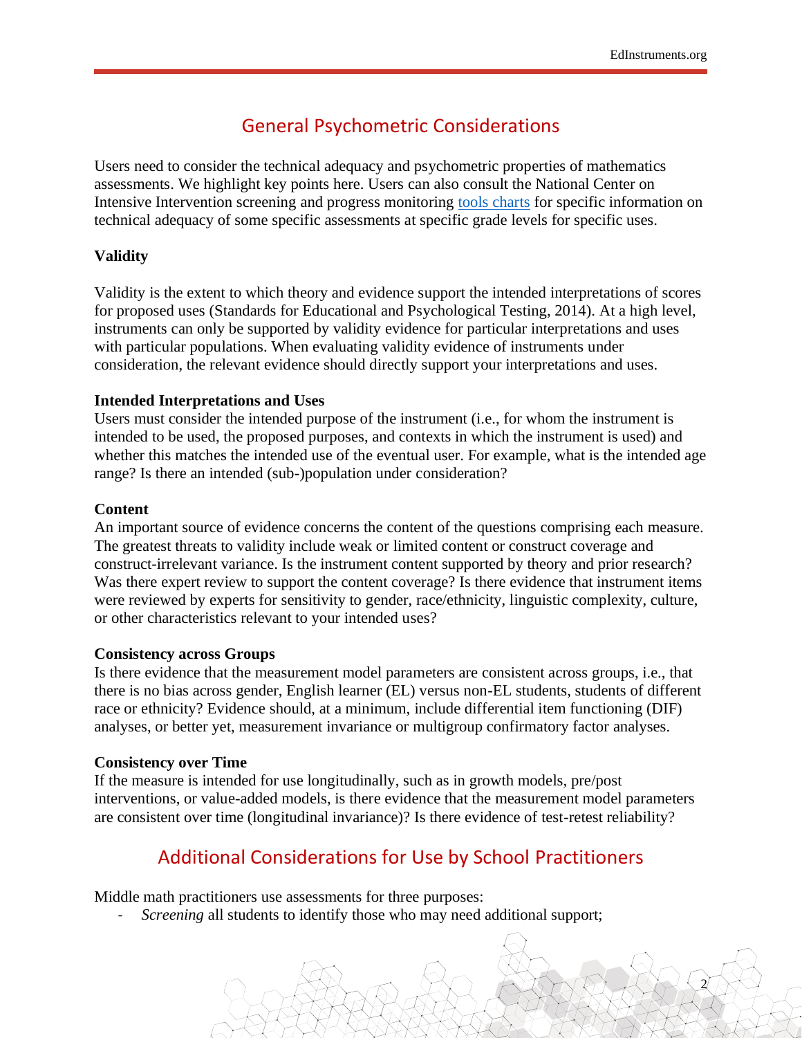## General Psychometric Considerations

Users need to consider the technical adequacy and psychometric properties of mathematics assessments. We highlight key points here. Users can also consult the National Center on Intensive Intervention screening and progress monitoring tools charts for specific information on technical adequacy of some specific assessments at specific grade levels for specific uses.

**Validity**

Validity is the extent to which theory and evidence support the intended interpretations of scores for proposed uses (Standards for Educational and Psychological Testing, 2014). At a high level, instruments can only be supported by validity evidence for particular interpretations and uses with particular populations. When evaluating validity evidence of instruments under consideration, the relevant evidence should directly support your interpretations and uses.

**Intended Interpretations and Uses**

Users must consider the intended purpose of the instrument (i.e., for whom the instrument is intended to be used, the proposed purposes, and contexts in which the instrument is used) and whether this matches the intended use of the eventual user. For example, what is the intended age range? Is there an intended (sub-)population under consideration?

**Content**

An important source of evidence concerns the content of the questions comprising each measure. The greatest threats to validity include weak or limited content or construct coverage and construct-irrelevant variance. Is the instrument content supported by theory and prior research? Was there expert review to support the content coverage? Is there evidence that instrument items were reviewed by experts for sensitivity to gender, race/ethnicity, linguistic complexity, culture, or other characteristics relevant to your intended uses?

**Consistency across Groups**

Is there evidence that the measurement model parameters are consistent across groups, i.e., that there is no bias across gender, English learner (EL) versus non-EL students, students of different race or ethnicity? Evidence should, at a minimum, include differential item functioning (DIF) analyses, or better yet, measurement invariance or multigroup confirmatory factor analyses.

**Consistency over Time**

If the measure is intended for use longitudinally, such as in growth models, pre/post interventions, or value-added models, is there evidence that the measurement model parameters are consistent over time (longitudinal invariance)? Is there evidence of test-retest reliability?

## Additional Considerations for Use by School Practitioners

Middle math practitioners use assessments for three purposes:

- *Screening* all students to identify those who may need additional support;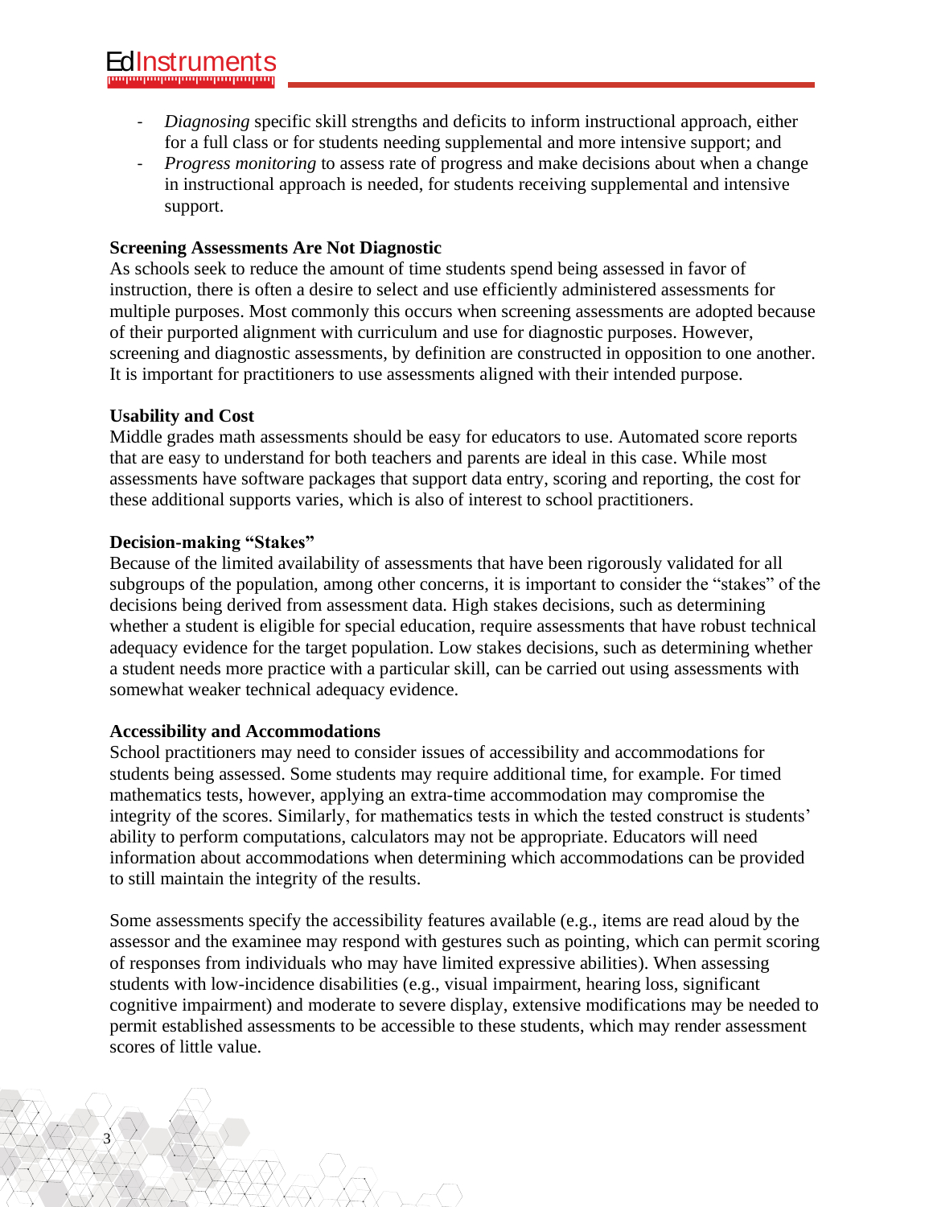- *Diagnosing* specific skill strengths and deficits to inform instructional approach, either for a full class or for students needing supplemental and more intensive support; and
- *Progress monitoring* to assess rate of progress and make decisions about when a change in instructional approach is needed, for students receiving supplemental and intensive support.

**Screening Assessments Are Not Diagnostic**

As schools seek to reduce the amount of time students spend being assessed in favor of instruction, there is often a desire to select and use efficiently administered assessments for multiple purposes. Most commonly this occurs when screening assessments are adopted because of their purported alignment with curriculum and use for diagnostic purposes. However, screening and diagnostic assessments, by definition are constructed in opposition to one another. It is important for practitioners to use assessments aligned with their intended purpose.

**Usability and Cost**

Middle grades math assessments should be easy for educators to use. Automated score reports that are easy to understand for both teachers and parents are ideal in this case. While most assessments have software packages that support data entry, scoring and reporting, the cost for these additional supports varies, which is also of interest to school practitioners.

**Decision-making "Stakes"**

Because of the limited availability of assessments that have been rigorously validated for all subgroups of the population, among other concerns, it is important to consider the "stakes" of the decisions being derived from assessment data. High stakes decisions, such as determining whether a student is eligible for special education, require assessments that have robust technical adequacy evidence for the target population. Low stakes decisions, such as determining whether a student needs more practice with a particular skill, can be carried out using assessments with somewhat weaker technical adequacy evidence.

**Accessibility and Accommodations**

School practitioners may need to consider issues of accessibility and accommodations for students being assessed. Some students may require additional time, for example. For timed mathematics tests, however, applying an extra-time accommodation may compromise the integrity of the scores. Similarly, for mathematics tests in which the tested construct is students' ability to perform computations, calculators may not be appropriate. Educators will need information about accommodations when determining which accommodations can be provided to still maintain the integrity of the results.

Some assessments specify the accessibility features available (e.g., items are read aloud by the assessor and the examinee may respond with gestures such as pointing, which can permit scoring of responses from individuals who may have limited expressive abilities). When assessing students with low-incidence disabilities (e.g., visual impairment, hearing loss, significant cognitive impairment) and moderate to severe display, extensive modifications may be needed to permit established assessments to be accessible to these students, which may render assessment scores of little value.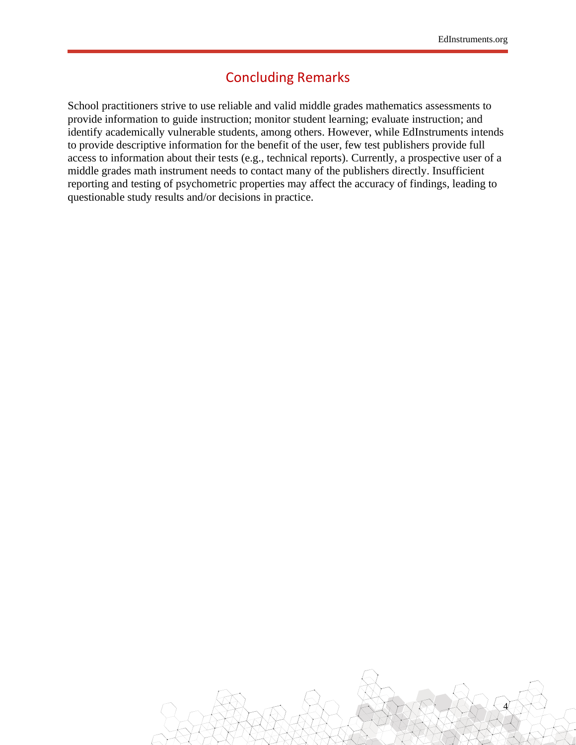## Concluding Remarks

School practitioners strive to use reliable and valid middle grades mathematics assessments to provide information to guide instruction; monitor student learning; evaluate instruction; and identify academically vulnerable students, among others. However, while EdInstruments intends to provide descriptive information for the benefit of the user, few test publishers provide full access to information about their tests (e.g., technical reports). Currently, a prospective user of a middle grades math instrument needs to contact many of the publishers directly. Insufficient reporting and testing of psychometric properties may affect the accuracy of findings, leading to questionable study results and/or decisions in practice.